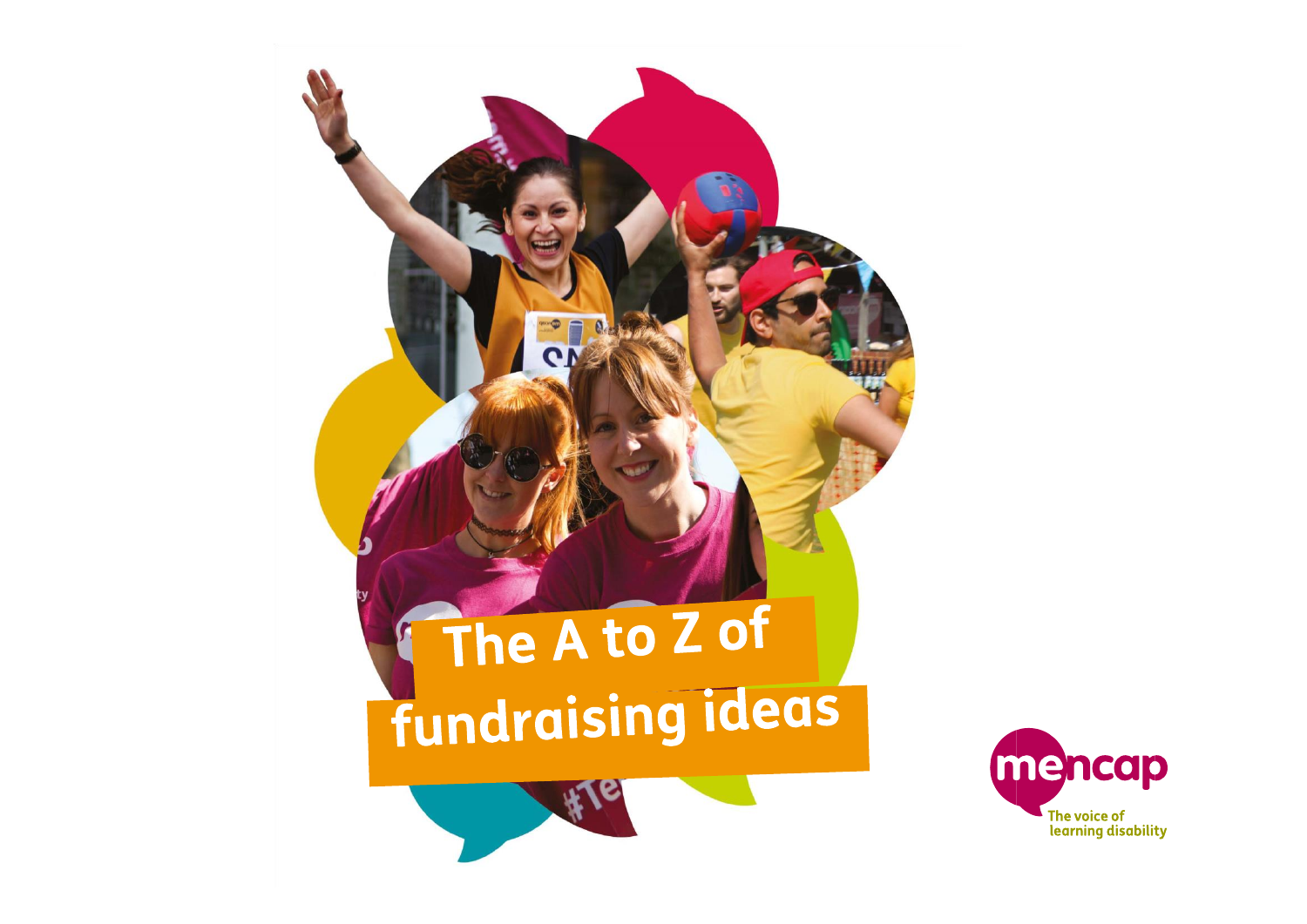# The A to Z of fundraising ideas

mencap

The voice of learning disability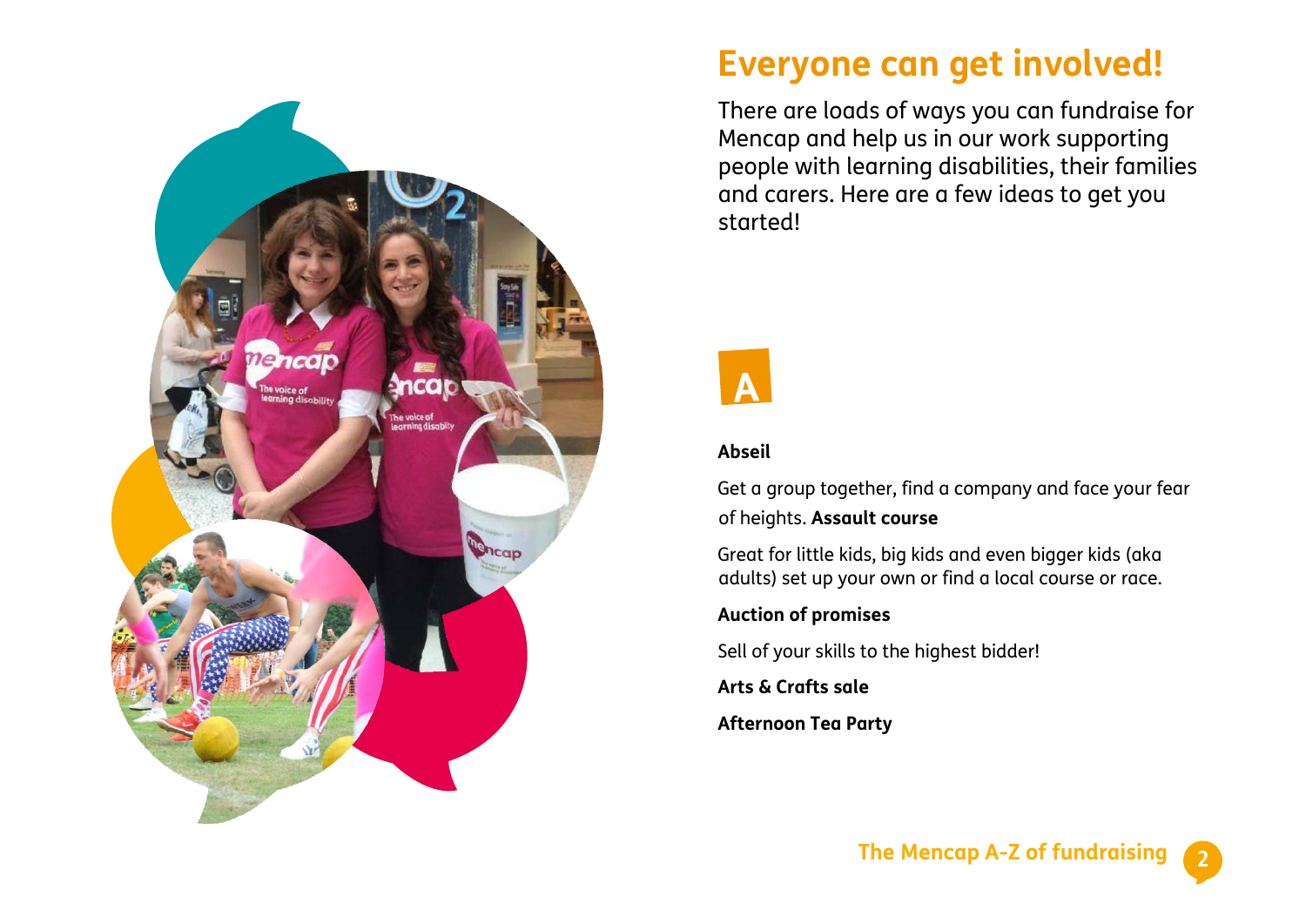# Everyone can get involved!

There are loads of ways you can fundraise for Mencap and help us in our work supporting people with learning disabilities, their families and carers. Here are a few ideas to get you started!

## A

**Abseil**

Get a group together, find a company and face your fear of heights.

**Assault course**

Great for little kids, big kids and even bigger kids (aka adults) set up your own or find a local course or race.

**Auction of promises**

Sell of your skills to the highest bidder!

**Arts & Crafts sale**

**Afternoon Tea Party**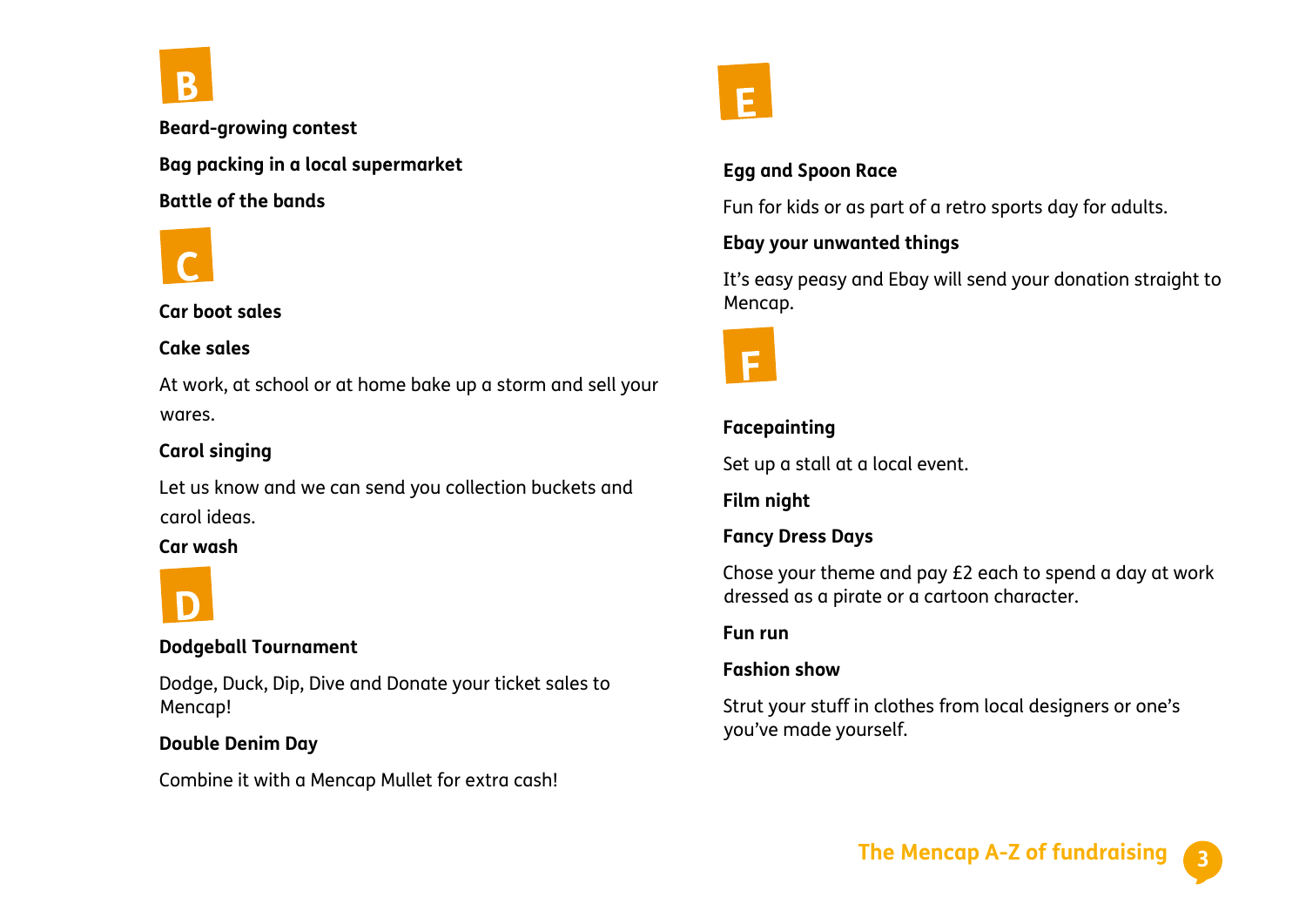## B

**Beard-growing contest**

**Bag packing in a local supermarket**

**Battle of the bands**

## C

**Car boot sales**

**Cake sales**

At work, at school or at home bake up a storm and sell your wares.

**Carol singing**

Let us know and we can send you collection buckets and carol ideas.

**Car wash**

## D

**Dodgeball Tournament**

Dodge, Duck, Dip, Dive and Donate your ticket sales to Mencap!

**Double Denim Day**

Combine it with a Mencap Mullet for extra cash!

## E

**Egg and Spoon Race**

Fun for kids or as part of a retro sports day for adults.

**Ebay your unwanted things**

It's easy peasy and Ebay will send your donation straight to Mencap.

## F

**Facepainting**

Set up a stall at a local event.

**Film night**

**Fancy Dress Days**

Chose your theme and pay £2 each to spend a day at work dressed as a pirate or a cartoon character.

**Fun run**

**Fashion show**

Strut your stuff in clothes from local designers or one's you've made yourself.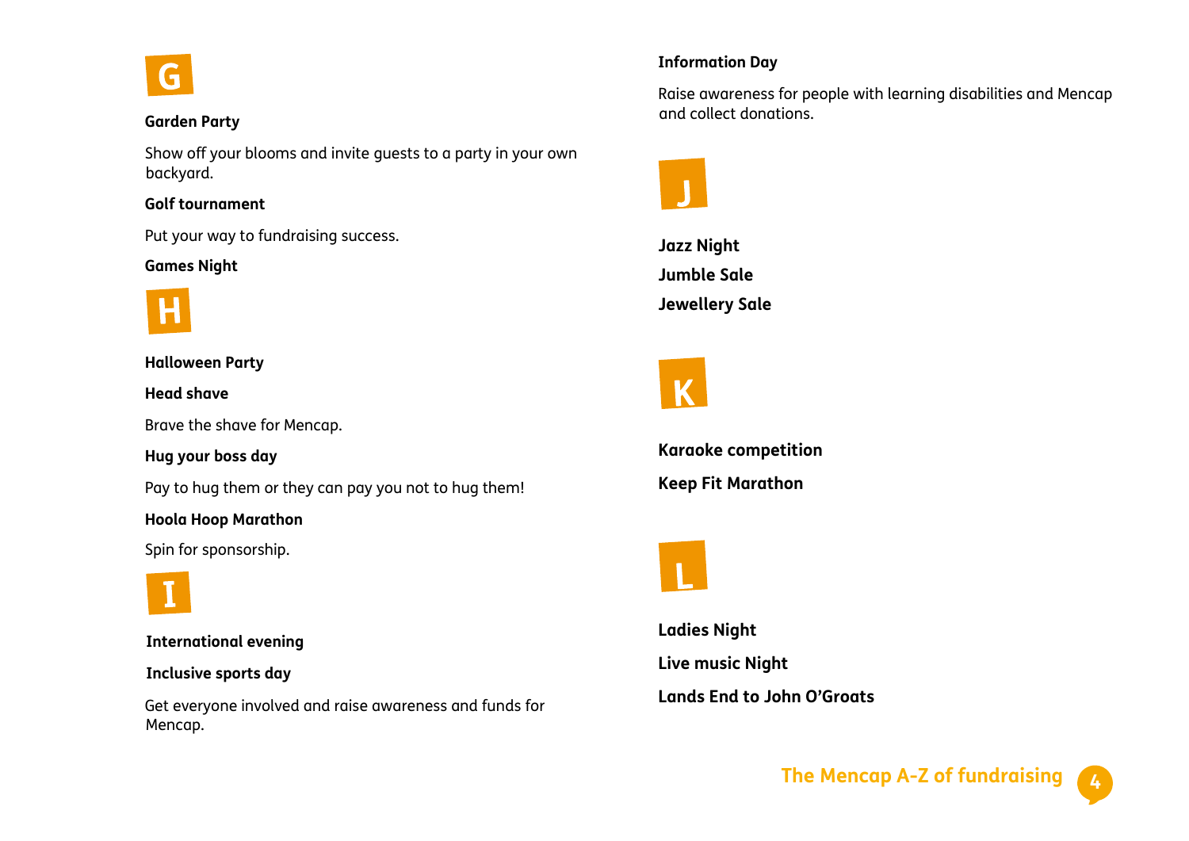## G

**Garden Party**

Show off your blooms and invite guests to a party in your own backyard.

**Golf tournament**

Put your way to fundraising success.

**Games Night**

## H

**Halloween Party**

**Head shave**

Brave the shave for Mencap.

**Hug your boss day**

Pay to hug them or they can pay you not to hug them!

**Hoola Hoop Marathon**

Spin for sponsorship.

## I

**International evening**

**Inclusive sports day**

Get everyone involved and raise awareness and funds for Mencap.

**Information Day**

Raise awareness for people with learning disabilities and Mencap and collect donations.

## J

**Jazz Night**

**Jumble Sale**

**Jewellery Sale**

## K

**Karaoke competition**

**Keep Fit Marathon**

## L

**Ladies Night**

**Live music Night**

**Lands End to John O'Groats**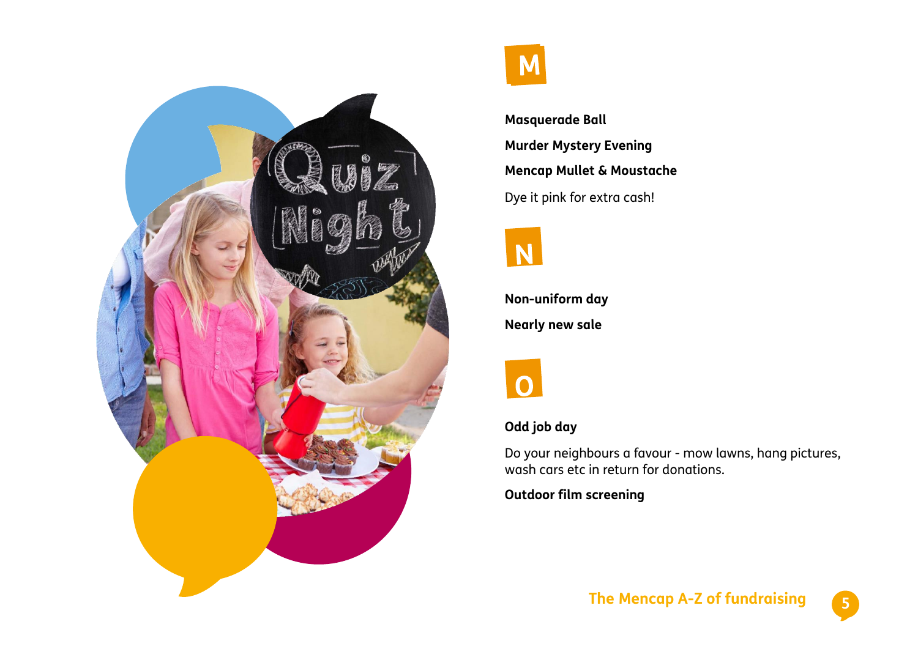## M

**Masquerade Ball**

**Murder Mystery Evening**

**Mencap Mullet & Moustache**

Dye it pink for extra cash!

## N

**Non-uniform day**

**Nearly new sale**

## O

**Odd job day**

Do your neighbours a favour - mow lawns, hang pictures, wash cars etc in return for donations.

**Outdoor film screening**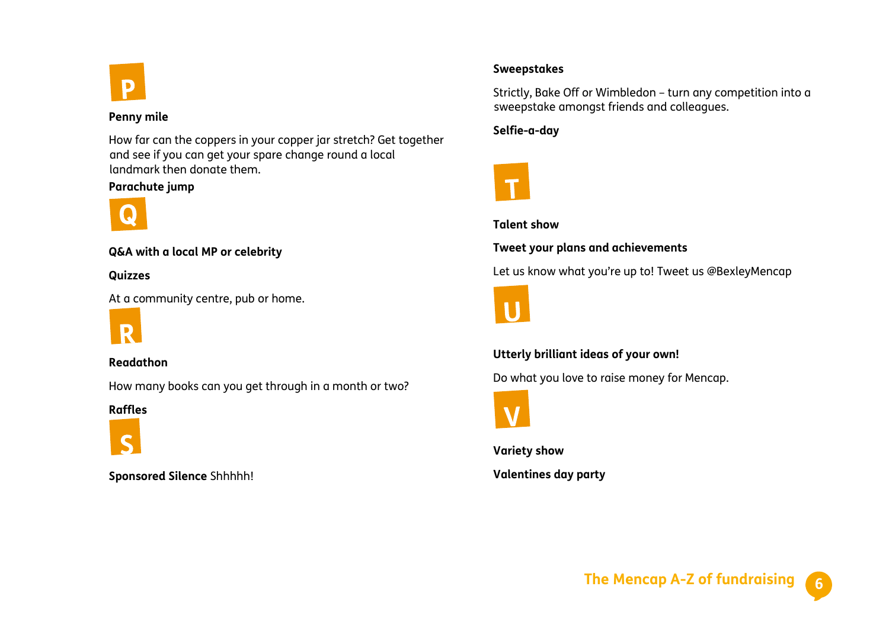## P

**Penny mile**

How far can the coppers in your copper jar stretch? Get together and see if you can get your spare change round a local landmark then donate them.

**Parachute jump**

## Q

**Q&A with a local MP or celebrity**

**Quizzes**

At a community centre, pub or home.

## R

**Readathon**

How many books can you get through in a month or two?

**Raffles**

## S

**Sponsored Silence** Shhhhh!

**Sweepstakes**

Strictly, Bake Off or Wimbledon – turn any competition into a sweepstake amongst friends and colleagues.

**Selfie-a-day**

## T

**Talent show**

**Tweet your plans and achievements**

Let us know what you're up to! Tweet us @BexleyMencap

## U

**Utterly brilliant ideas of your own!**

Do what you love to raise money for Mencap.

## V

**Variety show**

**Valentines day party**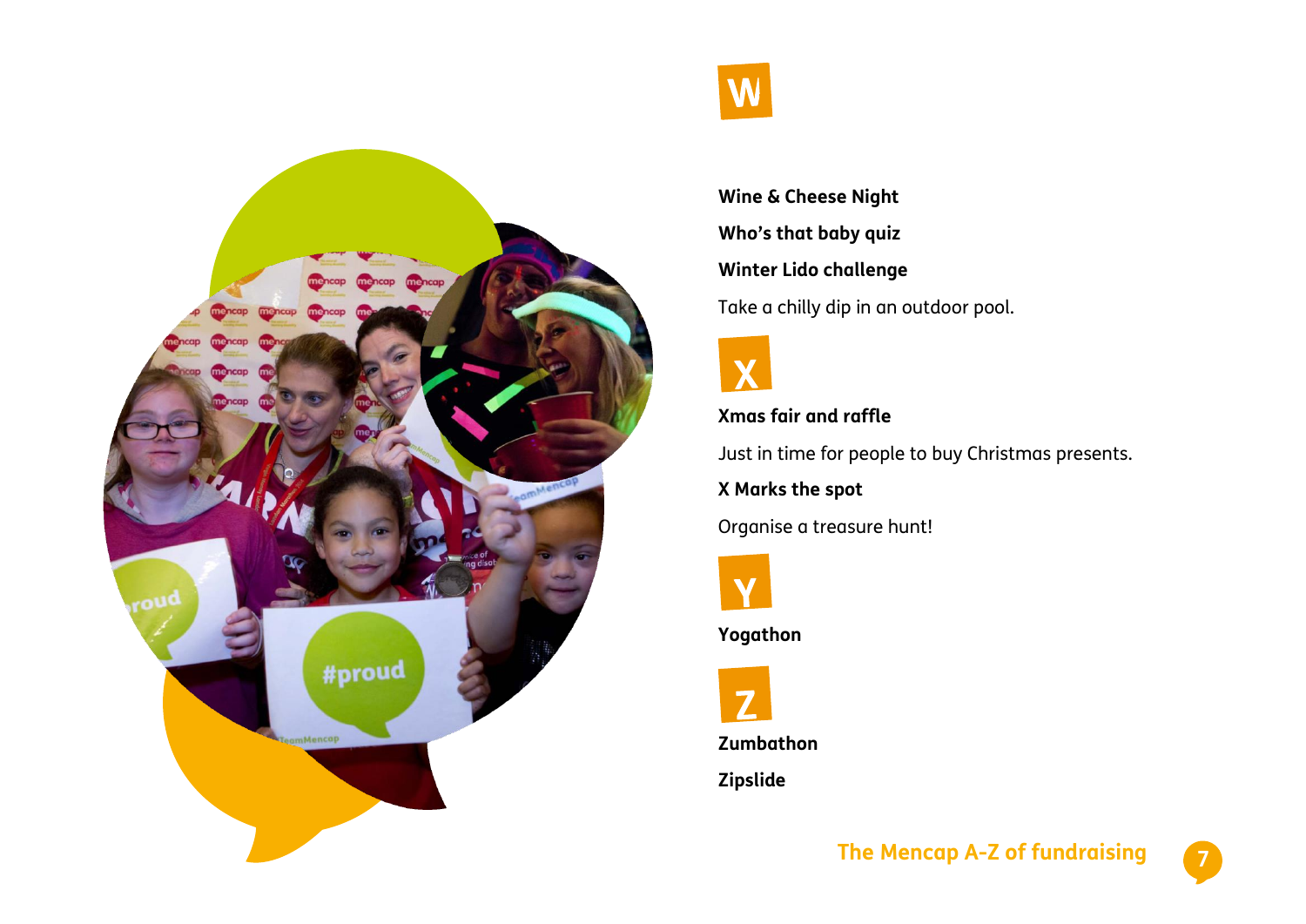## W

**Wine & Cheese Night**

**Who's that baby quiz**

**Winter Lido challenge**

Take a chilly dip in an outdoor pool.

## X

**Xmas fair and raffle**

Just in time for people to buy Christmas presents.

**X Marks the spot**

Organise a treasure hunt!

## Y

**Yogathon**

## Z

**Zumbathon**

**Zipslide**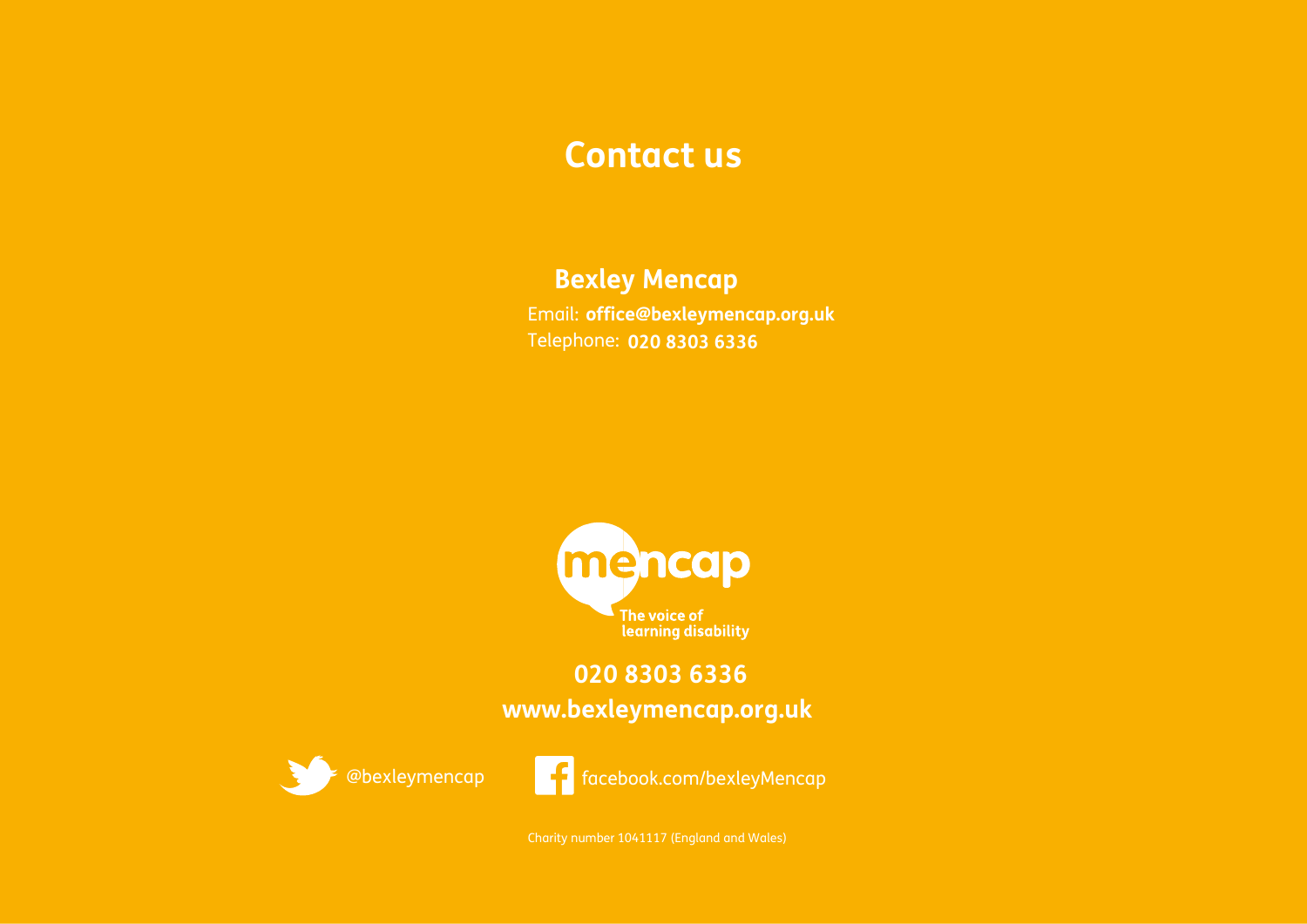# Contact us

## Bexley Mencap

Email: **office@bexleymencap.org.uk**
Telephone: **020 8303 6336**

mencap
The voice of learning disability

**020 8303 6336**
**www.bexleymencap.org.uk**

@bexleymencap

facebook.com/bexleyMencap

Charity number 1041117 (England and Wales)